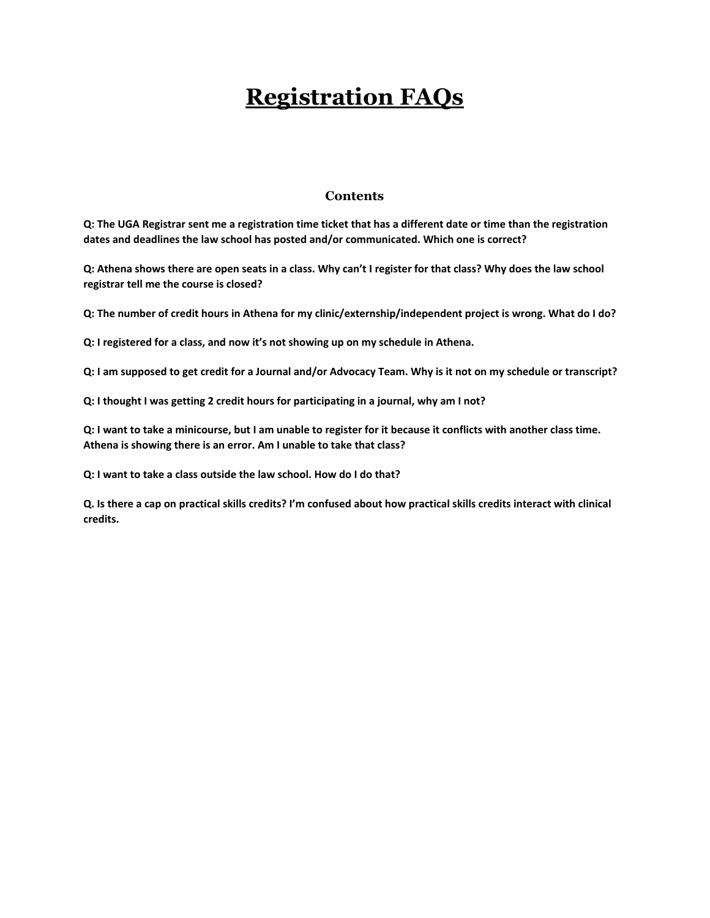# Registration FAQs

## Contents

**Q: The UGA Registrar sent me a registration time ticket that has a different date or time than the registration dates and deadlines the law school has posted and/or communicated. Which one is correct?**

**Q: Athena shows there are open seats in a class. Why can't I register for that class? Why does the law school registrar tell me the course is closed?**

**Q: The number of credit hours in Athena for my clinic/externship/independent project is wrong. What do I do?**

**Q: I registered for a class, and now it's not showing up on my schedule in Athena.**

**Q: I am supposed to get credit for a Journal and/or Advocacy Team. Why is it not on my schedule or transcript?**

**Q: I thought I was getting 2 credit hours for participating in a journal, why am I not?**

**Q: I want to take a minicourse, but I am unable to register for it because it conflicts with another class time. Athena is showing there is an error. Am I unable to take that class?**

**Q: I want to take a class outside the law school. How do I do that?**

**Q. Is there a cap on practical skills credits? I'm confused about how practical skills credits interact with clinical credits.**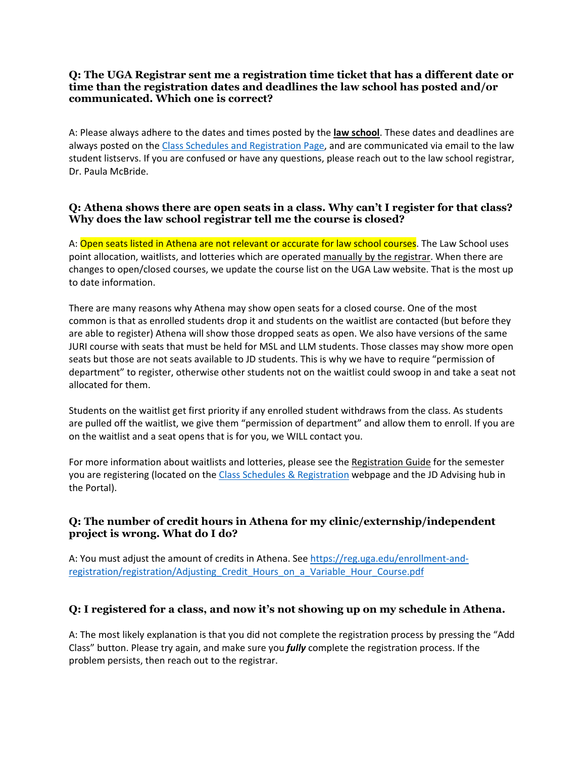**Q: The UGA Registrar sent me a registration time ticket that has a different date or time than the registration dates and deadlines the law school has posted and/or communicated. Which one is correct?**

A: Please always adhere to the dates and times posted by the **law school**. These dates and deadlines are always posted on the Class Schedules and Registration Page, and are communicated via email to the law student listservs. If you are confused or have any questions, please reach out to the law school registrar, Dr. Paula McBride.

**Q: Athena shows there are open seats in a class. Why can't I register for that class? Why does the law school registrar tell me the course is closed?**

A: Open seats listed in Athena are not relevant or accurate for law school courses. The Law School uses point allocation, waitlists, and lotteries which are operated manually by the registrar. When there are changes to open/closed courses, we update the course list on the UGA Law website. That is the most up to date information.

There are many reasons why Athena may show open seats for a closed course. One of the most common is that as enrolled students drop it and students on the waitlist are contacted (but before they are able to register) Athena will show those dropped seats as open. We also have versions of the same JURI course with seats that must be held for MSL and LLM students. Those classes may show more open seats but those are not seats available to JD students. This is why we have to require "permission of department" to register, otherwise other students not on the waitlist could swoop in and take a seat not allocated for them.

Students on the waitlist get first priority if any enrolled student withdraws from the class. As students are pulled off the waitlist, we give them "permission of department" and allow them to enroll. If you are on the waitlist and a seat opens that is for you, we WILL contact you.

For more information about waitlists and lotteries, please see the Registration Guide for the semester you are registering (located on the Class Schedules & Registration webpage and the JD Advising hub in the Portal).

**Q: The number of credit hours in Athena for my clinic/externship/independent project is wrong. What do I do?**

A: You must adjust the amount of credits in Athena. See https://reg.uga.edu/enrollment-and-registration/registration/Adjusting_Credit_Hours_on_a_Variable_Hour_Course.pdf

**Q: I registered for a class, and now it's not showing up on my schedule in Athena.**

A: The most likely explanation is that you did not complete the registration process by pressing the "Add Class" button. Please try again, and make sure you ***fully*** complete the registration process. If the problem persists, then reach out to the registrar.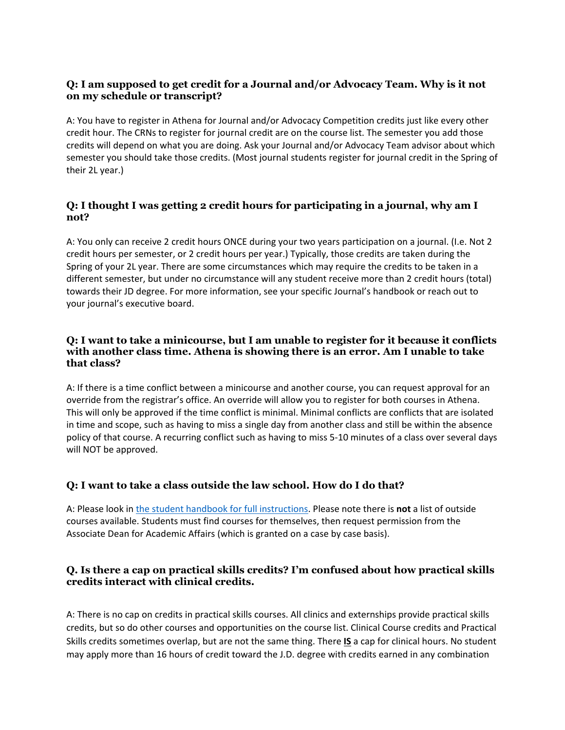### Q: I am supposed to get credit for a Journal and/or Advocacy Team. Why is it not on my schedule or transcript?

A: You have to register in Athena for Journal and/or Advocacy Competition credits just like every other credit hour. The CRNs to register for journal credit are on the course list. The semester you add those credits will depend on what you are doing. Ask your Journal and/or Advocacy Team advisor about which semester you should take those credits. (Most journal students register for journal credit in the Spring of their 2L year.)

### Q: I thought I was getting 2 credit hours for participating in a journal, why am I not?

A: You only can receive 2 credit hours ONCE during your two years participation on a journal. (I.e. Not 2 credit hours per semester, or 2 credit hours per year.) Typically, those credits are taken during the Spring of your 2L year. There are some circumstances which may require the credits to be taken in a different semester, but under no circumstance will any student receive more than 2 credit hours (total) towards their JD degree. For more information, see your specific Journal's handbook or reach out to your journal's executive board.

### Q: I want to take a minicourse, but I am unable to register for it because it conflicts with another class time. Athena is showing there is an error. Am I unable to take that class?

A: If there is a time conflict between a minicourse and another course, you can request approval for an override from the registrar's office. An override will allow you to register for both courses in Athena. This will only be approved if the time conflict is minimal. Minimal conflicts are conflicts that are isolated in time and scope, such as having to miss a single day from another class and still be within the absence policy of that course. A recurring conflict such as having to miss 5-10 minutes of a class over several days will NOT be approved.

### Q: I want to take a class outside the law school. How do I do that?

A: Please look in [the student handbook for full instructions](). Please note there is **not** a list of outside courses available. Students must find courses for themselves, then request permission from the Associate Dean for Academic Affairs (which is granted on a case by case basis).

### Q. Is there a cap on practical skills credits? I'm confused about how practical skills credits interact with clinical credits.

A: There is no cap on credits in practical skills courses. All clinics and externships provide practical skills credits, but so do other courses and opportunities on the course list. Clinical Course credits and Practical Skills credits sometimes overlap, but are not the same thing. There **IS** a cap for clinical hours. No student may apply more than 16 hours of credit toward the J.D. degree with credits earned in any combination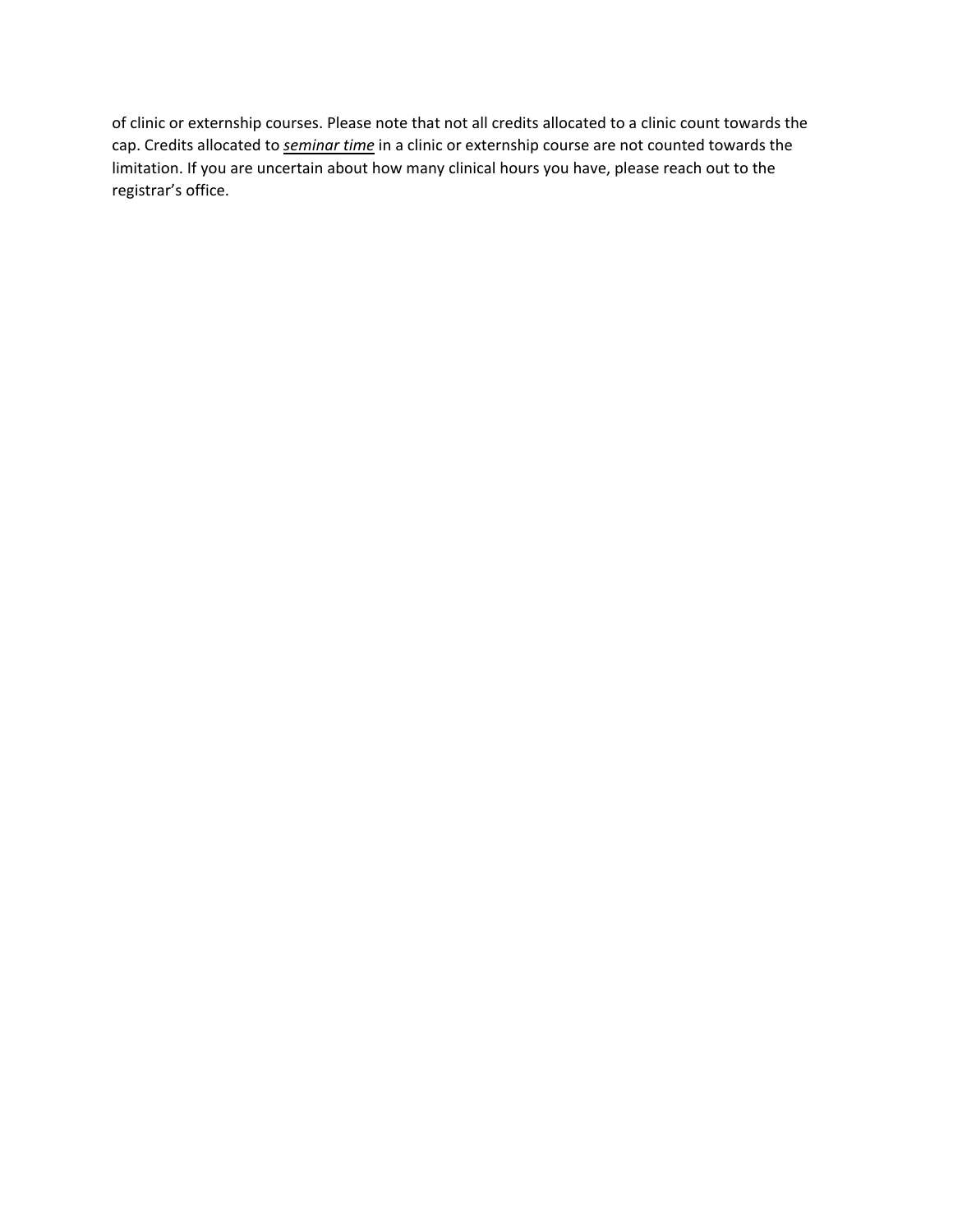of clinic or externship courses. Please note that not all credits allocated to a clinic count towards the cap. Credits allocated to <u>***seminar time***</u> in a clinic or externship course are not counted towards the limitation. If you are uncertain about how many clinical hours you have, please reach out to the registrar's office.